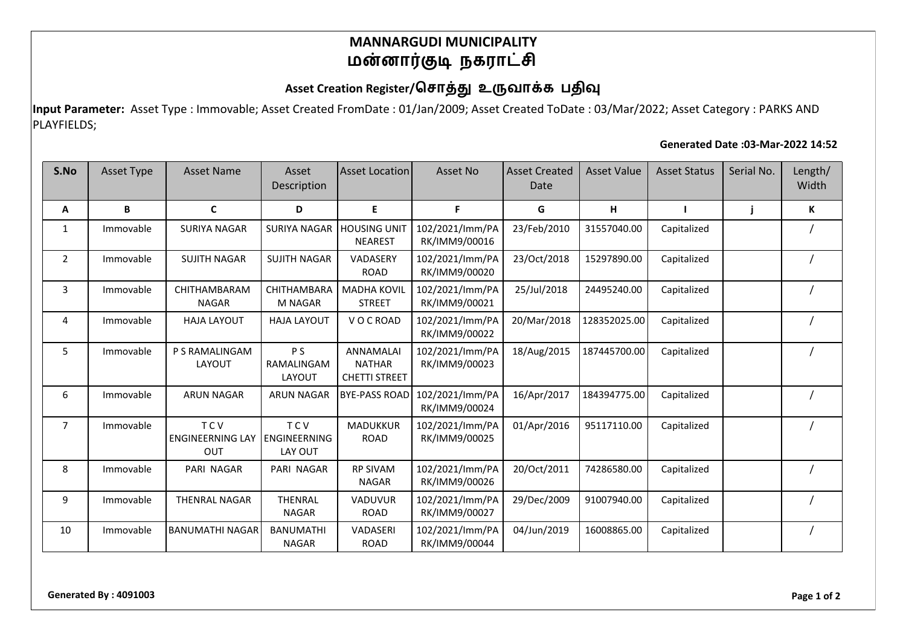# MANNARGUDI MUNICIPALITY
# மன்னார்குடி நகராட்சி

## Asset Creation Register/சொத்து உருவாக்க பதிவு

**Input Parameter:** Asset Type : Immovable; Asset Created FromDate : 01/Jan/2009; Asset Created ToDate : 03/Mar/2022; Asset Category : PARKS AND PLAYFIELDS;

**Generated Date :03-Mar-2022 14:52**

| S.No | Asset Type | Asset Name | Asset Description | Asset Location | Asset No | Asset Created Date | Asset Value | Asset Status | Serial No. | Length/ Width |
|---|---|---|---|---|---|---|---|---|---|---|
| A | B | C | D | E | F | G | H | I | j | K |
| 1 | Immovable | SURIYA NAGAR | SURIYA NAGAR | HOUSING UNIT NEAREST | 102/2021/Imm/PARK/IMM9/00016 | 23/Feb/2010 | 31557040.00 | Capitalized | | / |
| 2 | Immovable | SUJITH NAGAR | SUJITH NAGAR | VADASERY ROAD | 102/2021/Imm/PARK/IMM9/00020 | 23/Oct/2018 | 15297890.00 | Capitalized | | / |
| 3 | Immovable | CHITHAMBARAM NAGAR | CHITHAMBARAM NAGAR | MADHA KOVIL STREET | 102/2021/Imm/PARK/IMM9/00021 | 25/Jul/2018 | 24495240.00 | Capitalized | | / |
| 4 | Immovable | HAJA LAYOUT | HAJA LAYOUT | V O C ROAD | 102/2021/Imm/PARK/IMM9/00022 | 20/Mar/2018 | 128352025.00 | Capitalized | | / |
| 5 | Immovable | P S RAMALINGAM LAYOUT | P S RAMALINGAM LAYOUT | ANNAMALAI NATHAR CHETTI STREET | 102/2021/Imm/PARK/IMM9/00023 | 18/Aug/2015 | 187445700.00 | Capitalized | | / |
| 6 | Immovable | ARUN NAGAR | ARUN NAGAR | BYE-PASS ROAD | 102/2021/Imm/PARK/IMM9/00024 | 16/Apr/2017 | 184394775.00 | Capitalized | | / |
| 7 | Immovable | T C V ENGINEERNING LAY OUT | T C V ENGINEERNING LAY OUT | MADUKKUR ROAD | 102/2021/Imm/PARK/IMM9/00025 | 01/Apr/2016 | 95117110.00 | Capitalized | | / |
| 8 | Immovable | PARI NAGAR | PARI NAGAR | RP SIVAM NAGAR | 102/2021/Imm/PARK/IMM9/00026 | 20/Oct/2011 | 74286580.00 | Capitalized | | / |
| 9 | Immovable | THENRAL NAGAR | THENRAL NAGAR | VADUVUR ROAD | 102/2021/Imm/PARK/IMM9/00027 | 29/Dec/2009 | 91007940.00 | Capitalized | | / |
| 10 | Immovable | BANUMATHI NAGAR | BANUMATHI NAGAR | VADASERI ROAD | 102/2021/Imm/PARK/IMM9/00044 | 04/Jun/2019 | 16008865.00 | Capitalized | | / |

**Generated By : 4091003**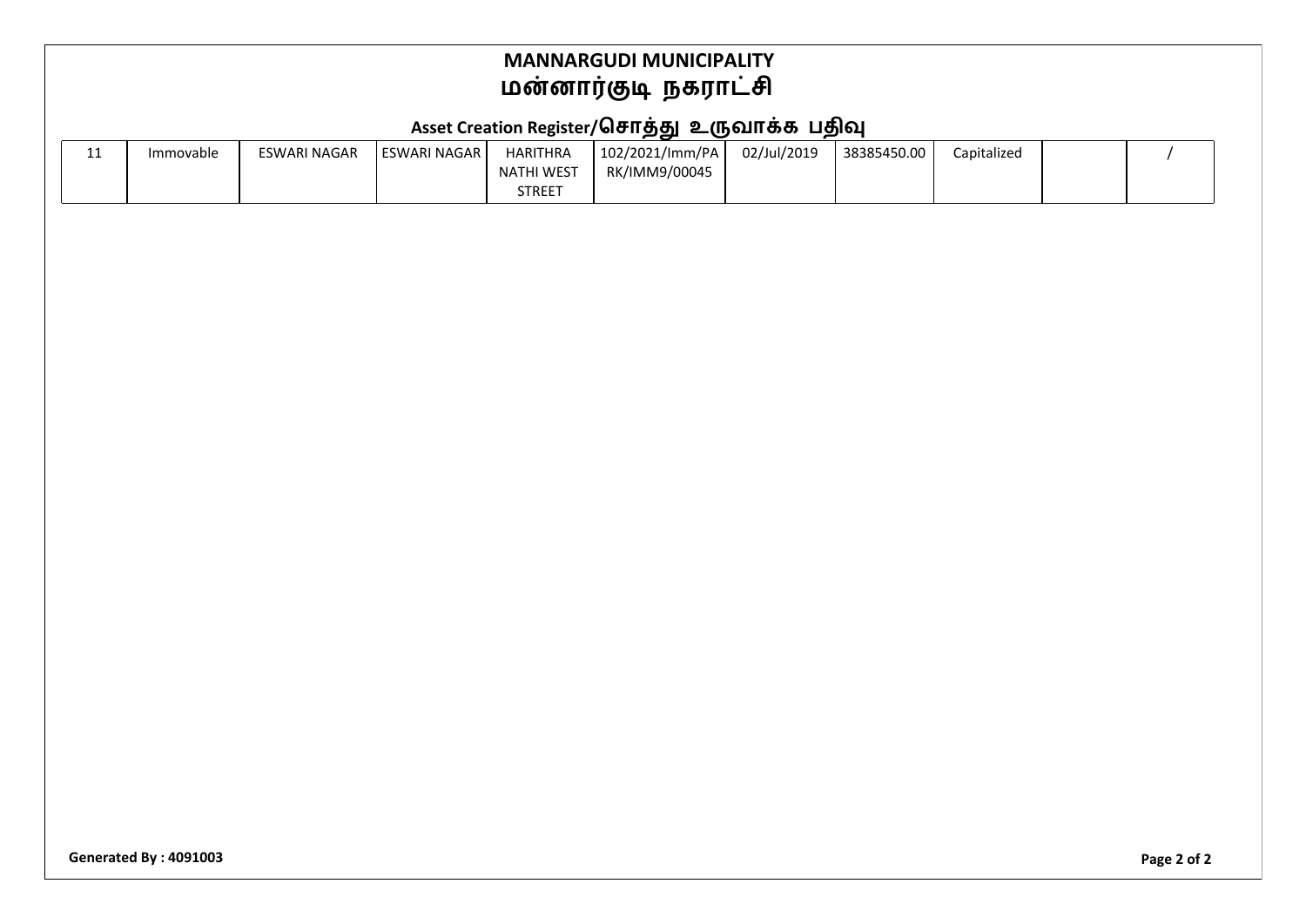# MANNARGUDI MUNICIPALITY
# மன்னார்குடி நகராட்சி

## Asset Creation Register/சொத்து உருவாக்க பதிவு

| | | | | | | | | | | |
|---|---|---|---|---|---|---|---|---|---|---|
| 11 | Immovable | ESWARI NAGAR | ESWARI NAGAR | HARITHRA NATHI WEST STREET | 102/2021/Imm/PARK/IMM9/00045 | 02/Jul/2019 | 38385450.00 | Capitalized | | / |

**Generated By : 4091003**